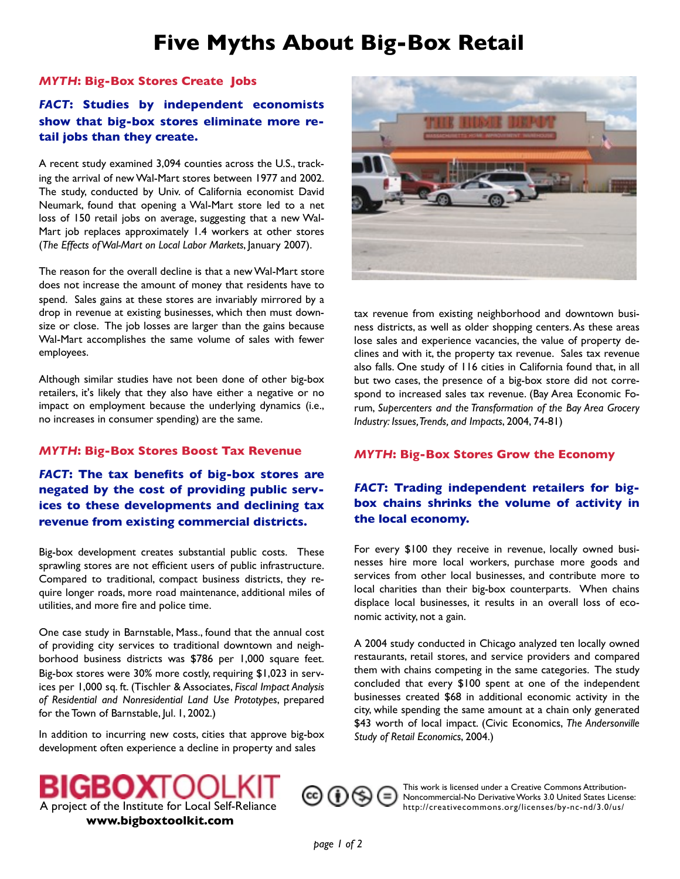# Five Myths About Big-Box Retail

### *MYTH*: Big-Box Stores Create Jobs

### *FACT*: Studies by independent economists show that big-box stores eliminate more retail jobs than they create.

A recent study examined 3,094 counties across the U.S., tracking the arrival of new Wal-Mart stores between 1977 and 2002. The study, conducted by Univ. of California economist David Neumark, found that opening a Wal-Mart store led to a net loss of 150 retail jobs on average, suggesting that a new Wal-Mart job replaces approximately 1.4 workers at other stores (*The Effects of Wal-Mart on Local Labor Markets*, January 2007).

The reason for the overall decline is that a new Wal-Mart store does not increase the amount of money that residents have to spend. Sales gains at these stores are invariably mirrored by a drop in revenue at existing businesses, which then must downsize or close. The job losses are larger than the gains because Wal-Mart accomplishes the same volume of sales with fewer employees.

Although similar studies have not been done of other big-box retailers, it's likely that they also have either a negative or no impact on employment because the underlying dynamics (i.e., no increases in consumer spending) are the same.

### *MYTH*: Big-Box Stores Boost Tax Revenue

### *FACT*: The tax benefits of big-box stores are negated by the cost of providing public services to these developments and declining tax revenue from existing commercial districts.

Big-box development creates substantial public costs. These sprawling stores are not efficient users of public infrastructure. Compared to traditional, compact business districts, they require longer roads, more road maintenance, additional miles of utilities, and more fire and police time.

One case study in Barnstable, Mass., found that the annual cost of providing city services to traditional downtown and neighborhood business districts was $786 per 1,000 square feet. Big-box stores were 30% more costly, requiring $1,023 in services per 1,000 sq. ft. (Tischler & Associates, *Fiscal Impact Analysis of Residential and Nonresidential Land Use Prototypes*, prepared for the Town of Barnstable, Jul. 1, 2002.)

In addition to incurring new costs, cities that approve big-box development often experience a decline in property and sales tax revenue from existing neighborhood and downtown business districts, as well as older shopping centers. As these areas lose sales and experience vacancies, the value of property declines and with it, the property tax revenue. Sales tax revenue also falls. One study of 116 cities in California found that, in all but two cases, the presence of a big-box store did not correspond to increased sales tax revenue. (Bay Area Economic Forum, *Supercenters and the Transformation of the Bay Area Grocery Industry: Issues, Trends, and Impacts*, 2004, 74-81)

### *MYTH*: Big-Box Stores Grow the Economy

### *FACT*: Trading independent retailers for big-box chains shrinks the volume of activity in the local economy.

For every $100 they receive in revenue, locally owned businesses hire more local workers, purchase more goods and services from other local businesses, and contribute more to local charities than their big-box counterparts. When chains displace local businesses, it results in an overall loss of economic activity, not a gain.

A 2004 study conducted in Chicago analyzed ten locally owned restaurants, retail stores, and service providers and compared them with chains competing in the same categories. The study concluded that every $100 spent at one of the independent businesses created $68 in additional economic activity in the city, while spending the same amount at a chain only generated $43 worth of local impact. (Civic Economics, *The Andersonville Study of Retail Economics*, 2004.)

BIGBOXTOOLKIT
A project of the Institute for Local Self-Reliance
**www.bigboxtoolkit.com**

This work is licensed under a Creative Commons Attribution-Noncommercial-No Derivative Works 3.0 United States License: http://creativecommons.org/licenses/by-nc-nd/3.0/us/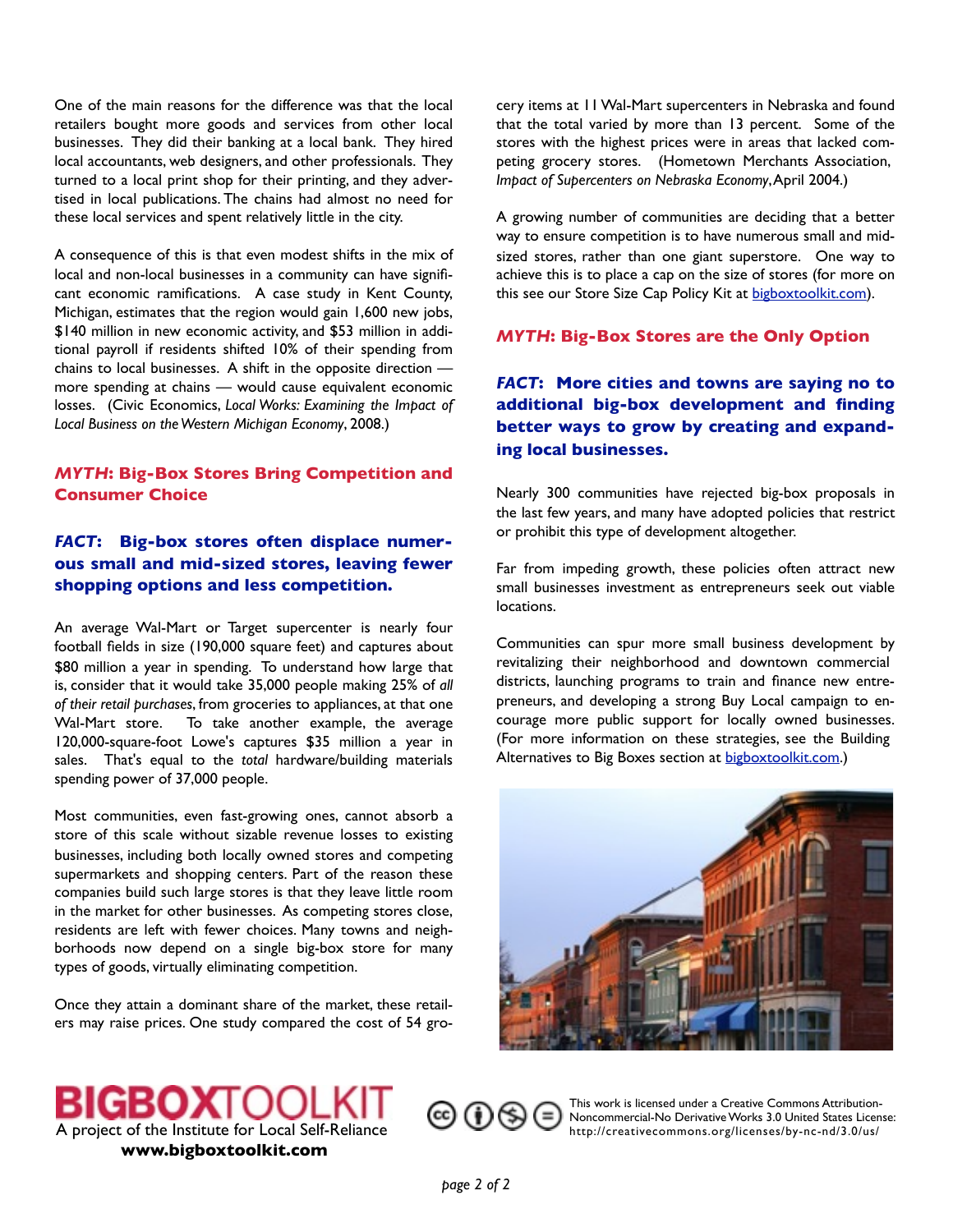One of the main reasons for the difference was that the local retailers bought more goods and services from other local businesses. They did their banking at a local bank. They hired local accountants, web designers, and other professionals. They turned to a local print shop for their printing, and they advertised in local publications. The chains had almost no need for these local services and spent relatively little in the city.

A consequence of this is that even modest shifts in the mix of local and non-local businesses in a community can have significant economic ramifications. A case study in Kent County, Michigan, estimates that the region would gain 1,600 new jobs, $140 million in new economic activity, and $53 million in additional payroll if residents shifted 10% of their spending from chains to local businesses. A shift in the opposite direction — more spending at chains — would cause equivalent economic losses. (Civic Economics, *Local Works: Examining the Impact of Local Business on the Western Michigan Economy*, 2008.)

## *MYTH*: Big-Box Stores Bring Competition and Consumer Choice

### *FACT*: Big-box stores often displace numerous small and mid-sized stores, leaving fewer shopping options and less competition.

An average Wal-Mart or Target supercenter is nearly four football fields in size (190,000 square feet) and captures about $80 million a year in spending. To understand how large that is, consider that it would take 35,000 people making 25% of *all of their retail purchases*, from groceries to appliances, at that one Wal-Mart store. To take another example, the average 120,000-square-foot Lowe's captures $35 million a year in sales. That's equal to the *total* hardware/building materials spending power of 37,000 people.

Most communities, even fast-growing ones, cannot absorb a store of this scale without sizable revenue losses to existing businesses, including both locally owned stores and competing supermarkets and shopping centers. Part of the reason these companies build such large stores is that they leave little room in the market for other businesses. As competing stores close, residents are left with fewer choices. Many towns and neighborhoods now depend on a single big-box store for many types of goods, virtually eliminating competition.

Once they attain a dominant share of the market, these retailers may raise prices. One study compared the cost of 54 grocery items at 11 Wal-Mart supercenters in Nebraska and found that the total varied by more than 13 percent. Some of the stores with the highest prices were in areas that lacked competing grocery stores. (Hometown Merchants Association, *Impact of Supercenters on Nebraska Economy*, April 2004.)

A growing number of communities are deciding that a better way to ensure competition is to have numerous small and mid-sized stores, rather than one giant superstore. One way to achieve this is to place a cap on the size of stores (for more on this see our Store Size Cap Policy Kit at bigboxtoolkit.com).

## *MYTH*: Big-Box Stores are the Only Option

### *FACT*: More cities and towns are saying no to additional big-box development and finding better ways to grow by creating and expanding local businesses.

Nearly 300 communities have rejected big-box proposals in the last few years, and many have adopted policies that restrict or prohibit this type of development altogether.

Far from impeding growth, these policies often attract new small businesses investment as entrepreneurs seek out viable locations.

Communities can spur more small business development by revitalizing their neighborhood and downtown commercial districts, launching programs to train and finance new entrepreneurs, and developing a strong Buy Local campaign to encourage more public support for locally owned businesses. (For more information on these strategies, see the Building Alternatives to Big Boxes section at bigboxtoolkit.com.)

**BIGBOXTOOLKIT**
A project of the Institute for Local Self-Reliance
**www.bigboxtoolkit.com**

This work is licensed under a Creative Commons Attribution-Noncommercial-No Derivative Works 3.0 United States License: http://creativecommons.org/licenses/by-nc-nd/3.0/us/